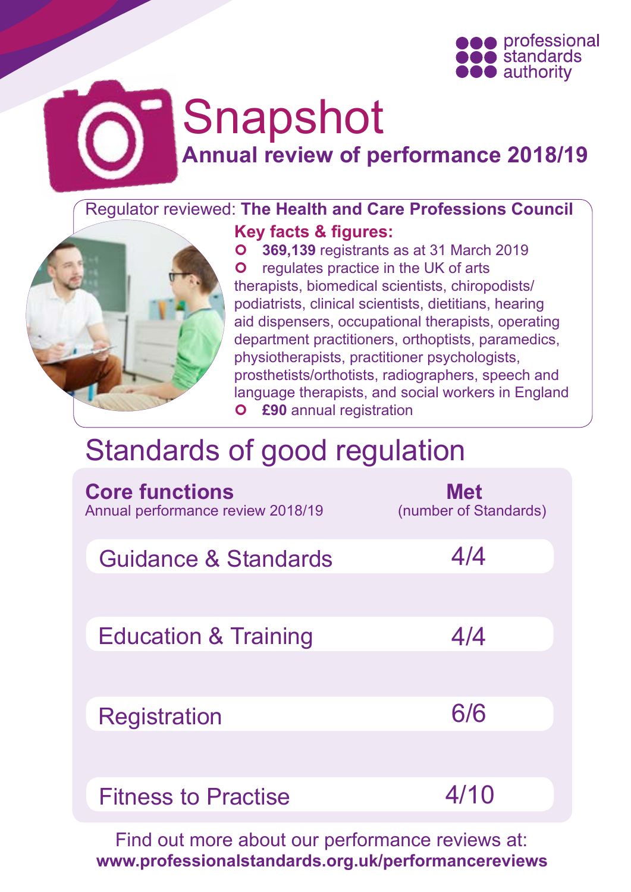professional standards authority

# Snapshot

## Annual review of performance 2018/19

Regulator reviewed: **The Health and Care Professions Council**

**Key facts & figures:**

- **369,139** registrants as at 31 March 2019
- regulates practice in the UK of arts therapists, biomedical scientists, chiropodists/podiatrists, clinical scientists, dietitians, hearing aid dispensers, occupational therapists, operating department practitioners, orthoptists, paramedics, physiotherapists, practitioner psychologists, prosthetists/orthotists, radiographers, speech and language therapists, and social workers in England
- **£90** annual registration

## Standards of good regulation

| **Core functions** Annual performance review 2018/19 | **Met** (number of Standards) |
|---|---|
| Guidance & Standards | 4/4 |
| Education & Training | 4/4 |
| Registration | 6/6 |
| Fitness to Practise | 4/10 |

Find out more about our performance reviews at:
**www.professionalstandards.org.uk/performancereviews**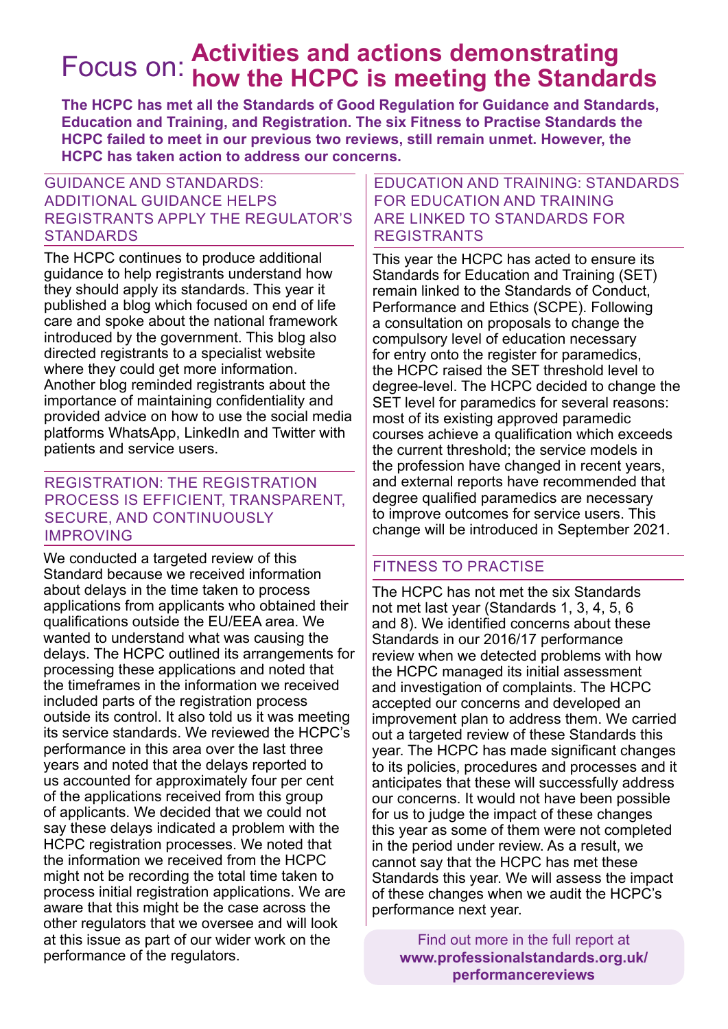# Focus on: Activities and actions demonstrating how the HCPC is meeting the Standards

**The HCPC has met all the Standards of Good Regulation for Guidance and Standards, Education and Training, and Registration. The six Fitness to Practise Standards the HCPC failed to meet in our previous two reviews, still remain unmet. However, the HCPC has taken action to address our concerns.**

## GUIDANCE AND STANDARDS: ADDITIONAL GUIDANCE HELPS REGISTRANTS APPLY THE REGULATOR'S STANDARDS

The HCPC continues to produce additional guidance to help registrants understand how they should apply its standards. This year it published a blog which focused on end of life care and spoke about the national framework introduced by the government. This blog also directed registrants to a specialist website where they could get more information. Another blog reminded registrants about the importance of maintaining confidentiality and provided advice on how to use the social media platforms WhatsApp, LinkedIn and Twitter with patients and service users.

## REGISTRATION: THE REGISTRATION PROCESS IS EFFICIENT, TRANSPARENT, SECURE, AND CONTINUOUSLY IMPROVING

We conducted a targeted review of this Standard because we received information about delays in the time taken to process applications from applicants who obtained their qualifications outside the EU/EEA area. We wanted to understand what was causing the delays. The HCPC outlined its arrangements for processing these applications and noted that the timeframes in the information we received included parts of the registration process outside its control. It also told us it was meeting its service standards. We reviewed the HCPC's performance in this area over the last three years and noted that the delays reported to us accounted for approximately four per cent of the applications received from this group of applicants. We decided that we could not say these delays indicated a problem with the HCPC registration processes. We noted that the information we received from the HCPC might not be recording the total time taken to process initial registration applications. We are aware that this might be the case across the other regulators that we oversee and will look at this issue as part of our wider work on the performance of the regulators.

## EDUCATION AND TRAINING: STANDARDS FOR EDUCATION AND TRAINING ARE LINKED TO STANDARDS FOR REGISTRANTS

This year the HCPC has acted to ensure its Standards for Education and Training (SET) remain linked to the Standards of Conduct, Performance and Ethics (SCPE). Following a consultation on proposals to change the compulsory level of education necessary for entry onto the register for paramedics, the HCPC raised the SET threshold level to degree-level. The HCPC decided to change the SET level for paramedics for several reasons: most of its existing approved paramedic courses achieve a qualification which exceeds the current threshold; the service models in the profession have changed in recent years, and external reports have recommended that degree qualified paramedics are necessary to improve outcomes for service users. This change will be introduced in September 2021.

## FITNESS TO PRACTISE

The HCPC has not met the six Standards not met last year (Standards 1, 3, 4, 5, 6 and 8). We identified concerns about these Standards in our 2016/17 performance review when we detected problems with how the HCPC managed its initial assessment and investigation of complaints. The HCPC accepted our concerns and developed an improvement plan to address them. We carried out a targeted review of these Standards this year. The HCPC has made significant changes to its policies, procedures and processes and it anticipates that these will successfully address our concerns. It would not have been possible for us to judge the impact of these changes this year as some of them were not completed in the period under review. As a result, we cannot say that the HCPC has met these Standards this year. We will assess the impact of these changes when we audit the HCPC's performance next year.

Find out more in the full report at **www.professionalstandards.org.uk/performancereviews**